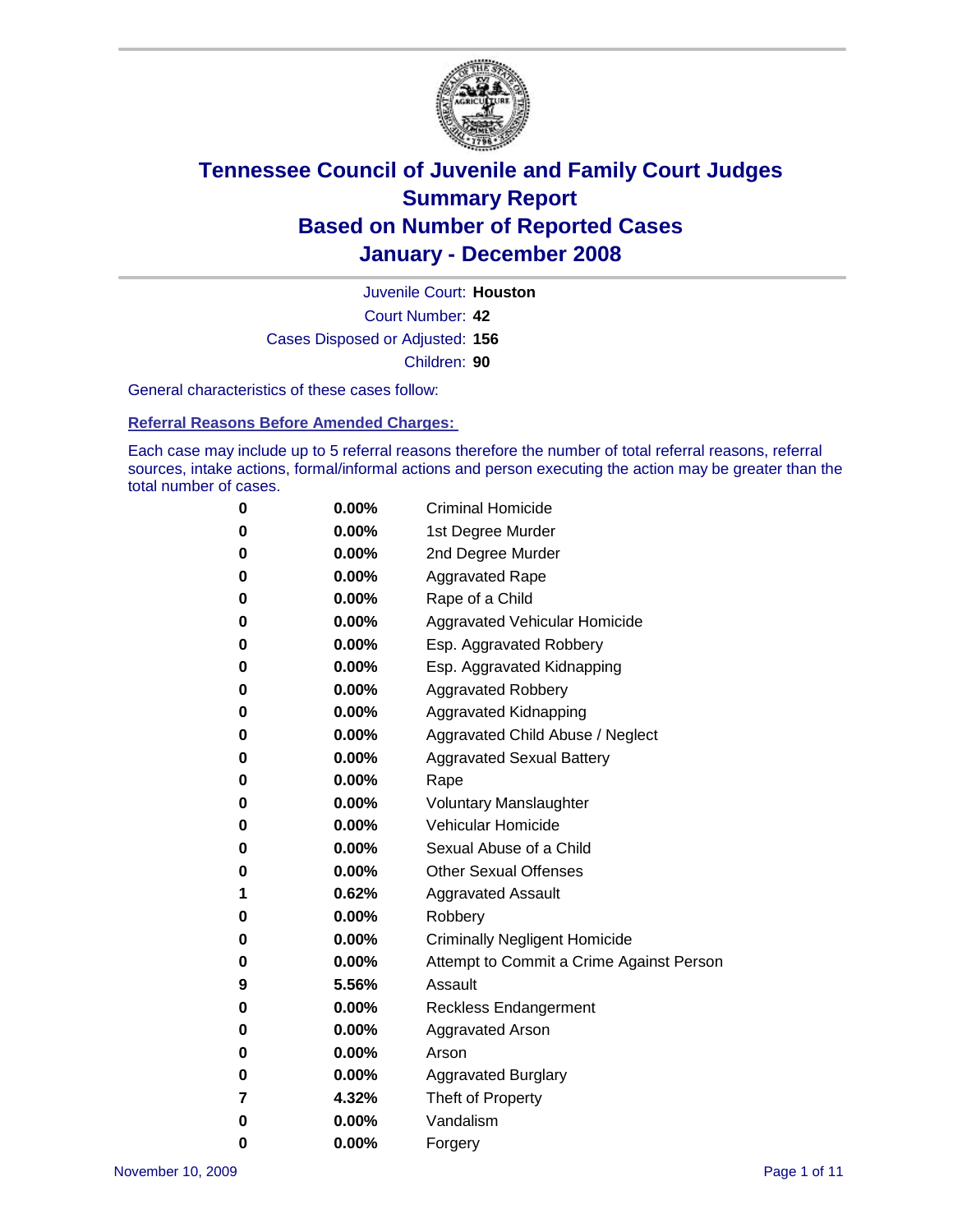# Tennessee Council of Juvenile and Family Court Judges
## Summary Report
## Based on Number of Reported Cases
## January - December 2008

Juvenile Court: **Houston**

Court Number: **42**

Cases Disposed or Adjusted: **156**

Children: **90**

General characteristics of these cases follow:

### Referral Reasons Before Amended Charges:

Each case may include up to 5 referral reasons therefore the number of total referral reasons, referral sources, intake actions, formal/informal actions and person executing the action may be greater than the total number of cases.

| | | |
|---|---|---|
| 0 | 0.00% | Criminal Homicide |
| 0 | 0.00% | 1st Degree Murder |
| 0 | 0.00% | 2nd Degree Murder |
| 0 | 0.00% | Aggravated Rape |
| 0 | 0.00% | Rape of a Child |
| 0 | 0.00% | Aggravated Vehicular Homicide |
| 0 | 0.00% | Esp. Aggravated Robbery |
| 0 | 0.00% | Esp. Aggravated Kidnapping |
| 0 | 0.00% | Aggravated Robbery |
| 0 | 0.00% | Aggravated Kidnapping |
| 0 | 0.00% | Aggravated Child Abuse / Neglect |
| 0 | 0.00% | Aggravated Sexual Battery |
| 0 | 0.00% | Rape |
| 0 | 0.00% | Voluntary Manslaughter |
| 0 | 0.00% | Vehicular Homicide |
| 0 | 0.00% | Sexual Abuse of a Child |
| 0 | 0.00% | Other Sexual Offenses |
| 1 | 0.62% | Aggravated Assault |
| 0 | 0.00% | Robbery |
| 0 | 0.00% | Criminally Negligent Homicide |
| 0 | 0.00% | Attempt to Commit a Crime Against Person |
| 9 | 5.56% | Assault |
| 0 | 0.00% | Reckless Endangerment |
| 0 | 0.00% | Aggravated Arson |
| 0 | 0.00% | Arson |
| 0 | 0.00% | Aggravated Burglary |
| 7 | 4.32% | Theft of Property |
| 0 | 0.00% | Vandalism |
| 0 | 0.00% | Forgery |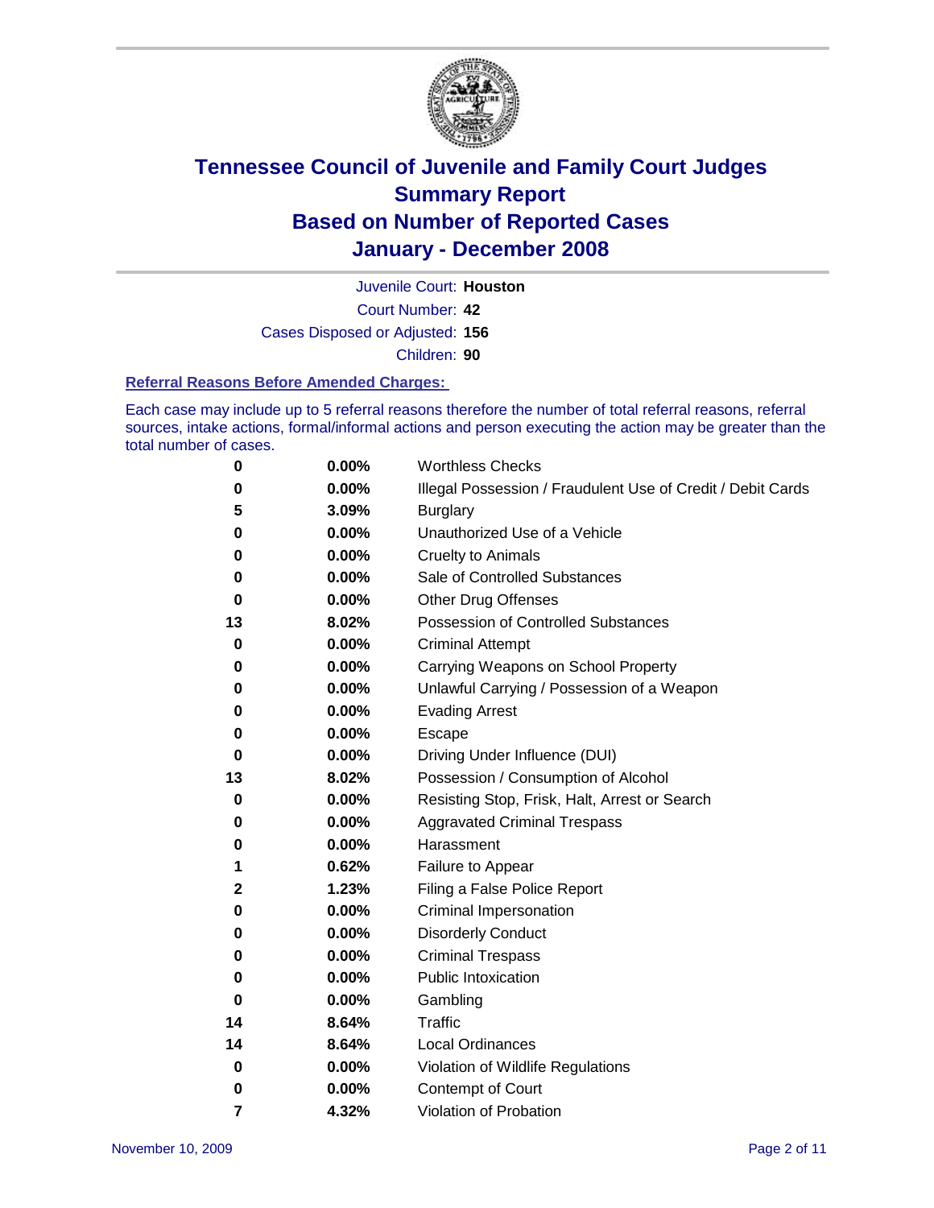# Tennessee Council of Juvenile and Family Court Judges
## Summary Report
## Based on Number of Reported Cases
## January - December 2008

Juvenile Court: **Houston**

Court Number: **42**

Cases Disposed or Adjusted: **156**

Children: **90**

### Referral Reasons Before Amended Charges:

Each case may include up to 5 referral reasons therefore the number of total referral reasons, referral sources, intake actions, formal/informal actions and person executing the action may be greater than the total number of cases.

| Count | Percent | Referral Reason |
|---|---|---|
| 0 | 0.00% | Worthless Checks |
| 0 | 0.00% | Illegal Possession / Fraudulent Use of Credit / Debit Cards |
| 5 | 3.09% | Burglary |
| 0 | 0.00% | Unauthorized Use of a Vehicle |
| 0 | 0.00% | Cruelty to Animals |
| 0 | 0.00% | Sale of Controlled Substances |
| 0 | 0.00% | Other Drug Offenses |
| 13 | 8.02% | Possession of Controlled Substances |
| 0 | 0.00% | Criminal Attempt |
| 0 | 0.00% | Carrying Weapons on School Property |
| 0 | 0.00% | Unlawful Carrying / Possession of a Weapon |
| 0 | 0.00% | Evading Arrest |
| 0 | 0.00% | Escape |
| 0 | 0.00% | Driving Under Influence (DUI) |
| 13 | 8.02% | Possession / Consumption of Alcohol |
| 0 | 0.00% | Resisting Stop, Frisk, Halt, Arrest or Search |
| 0 | 0.00% | Aggravated Criminal Trespass |
| 0 | 0.00% | Harassment |
| 1 | 0.62% | Failure to Appear |
| 2 | 1.23% | Filing a False Police Report |
| 0 | 0.00% | Criminal Impersonation |
| 0 | 0.00% | Disorderly Conduct |
| 0 | 0.00% | Criminal Trespass |
| 0 | 0.00% | Public Intoxication |
| 0 | 0.00% | Gambling |
| 14 | 8.64% | Traffic |
| 14 | 8.64% | Local Ordinances |
| 0 | 0.00% | Violation of Wildlife Regulations |
| 0 | 0.00% | Contempt of Court |
| 7 | 4.32% | Violation of Probation |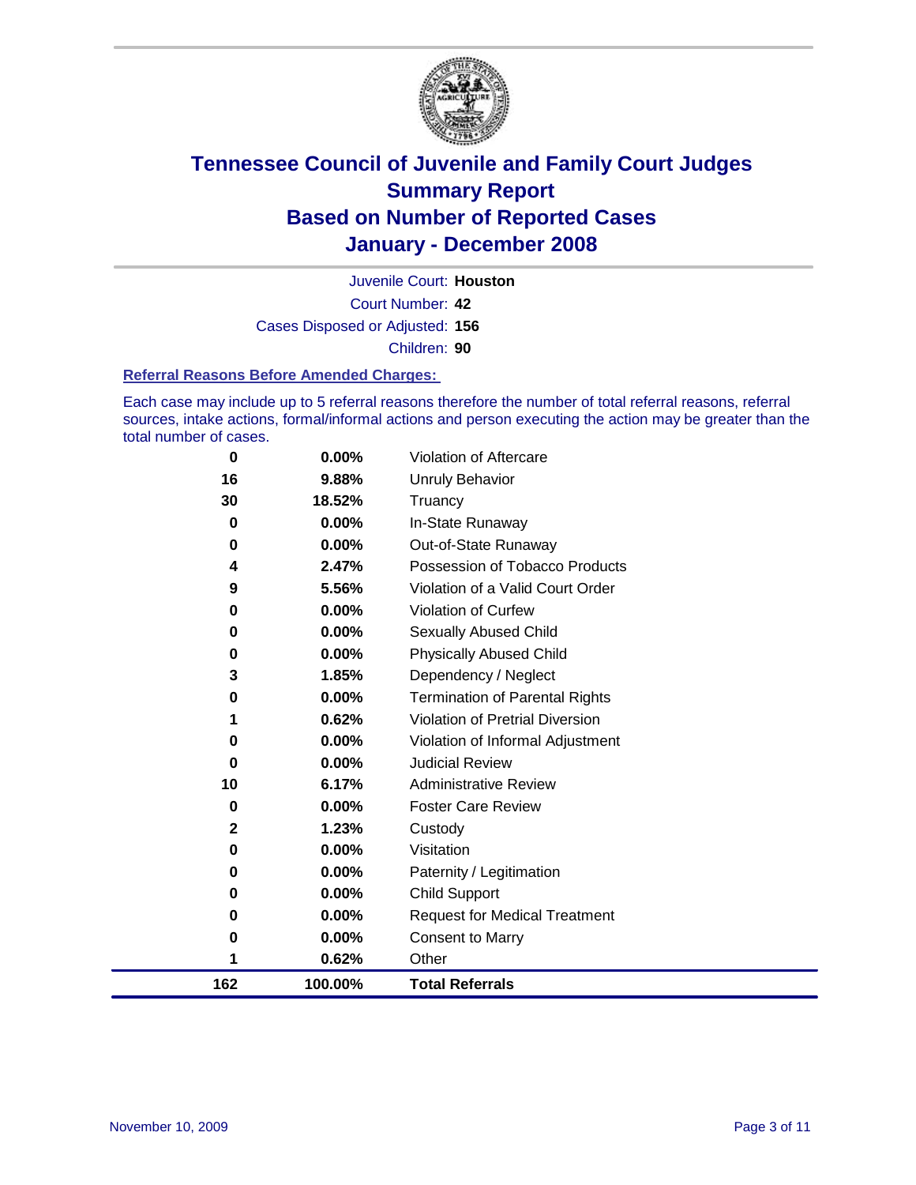# Tennessee Council of Juvenile and Family Court Judges
## Summary Report
## Based on Number of Reported Cases
## January - December 2008

Juvenile Court: **Houston**

Court Number: **42**

Cases Disposed or Adjusted: **156**

Children: **90**

### Referral Reasons Before Amended Charges:

Each case may include up to 5 referral reasons therefore the number of total referral reasons, referral sources, intake actions, formal/informal actions and person executing the action may be greater than the total number of cases.

| Count | Percent | Referral Reason |
|---|---|---|
| 0 | 0.00% | Violation of Aftercare |
| 16 | 9.88% | Unruly Behavior |
| 30 | 18.52% | Truancy |
| 0 | 0.00% | In-State Runaway |
| 0 | 0.00% | Out-of-State Runaway |
| 4 | 2.47% | Possession of Tobacco Products |
| 9 | 5.56% | Violation of a Valid Court Order |
| 0 | 0.00% | Violation of Curfew |
| 0 | 0.00% | Sexually Abused Child |
| 0 | 0.00% | Physically Abused Child |
| 3 | 1.85% | Dependency / Neglect |
| 0 | 0.00% | Termination of Parental Rights |
| 1 | 0.62% | Violation of Pretrial Diversion |
| 0 | 0.00% | Violation of Informal Adjustment |
| 0 | 0.00% | Judicial Review |
| 10 | 6.17% | Administrative Review |
| 0 | 0.00% | Foster Care Review |
| 2 | 1.23% | Custody |
| 0 | 0.00% | Visitation |
| 0 | 0.00% | Paternity / Legitimation |
| 0 | 0.00% | Child Support |
| 0 | 0.00% | Request for Medical Treatment |
| 0 | 0.00% | Consent to Marry |
| 1 | 0.62% | Other |
| **162** | **100.00%** | **Total Referrals** |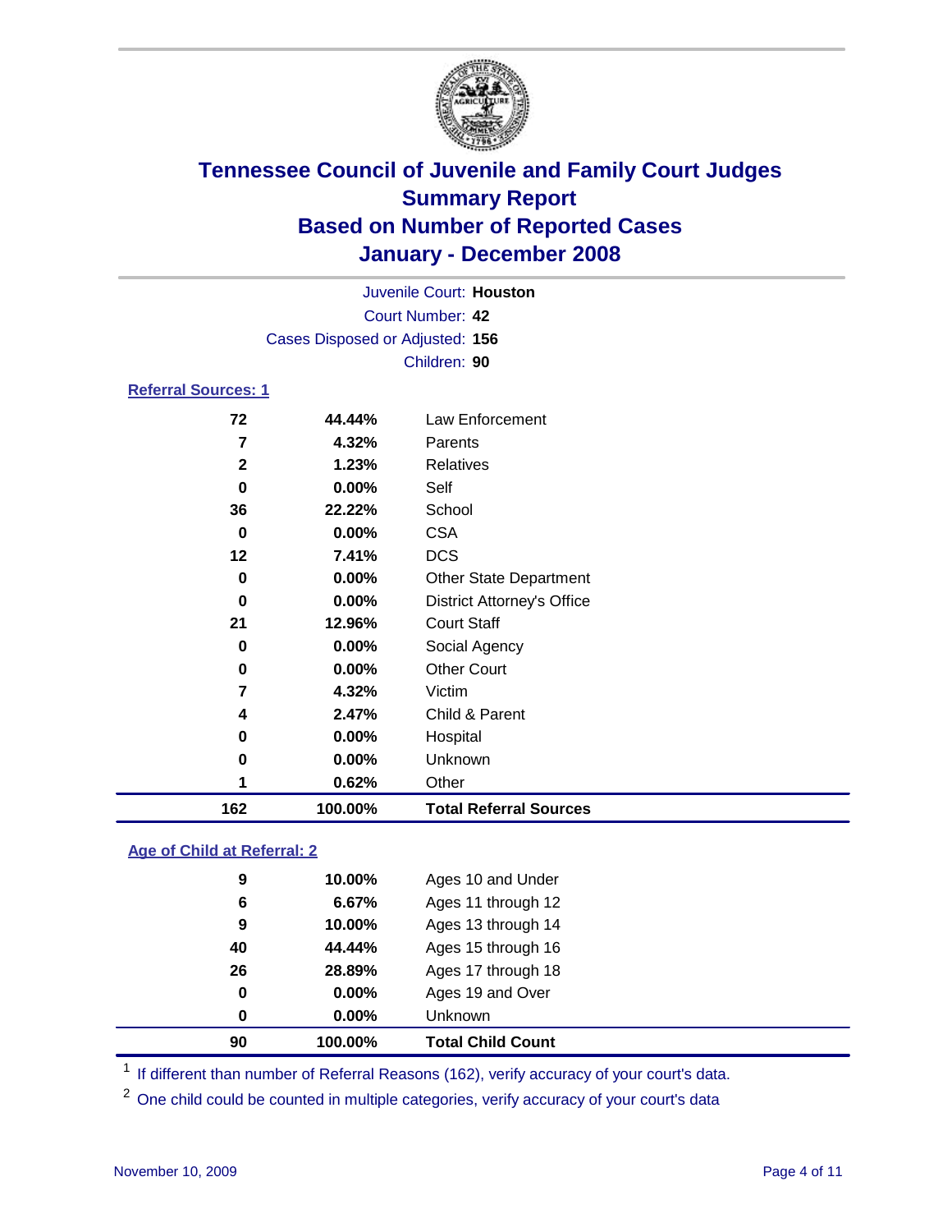# Tennessee Council of Juvenile and Family Court Judges
# Summary Report
# Based on Number of Reported Cases
# January - December 2008

Juvenile Court: **Houston**
Court Number: **42**
Cases Disposed or Adjusted: **156**
Children: **90**

## Referral Sources: 1

| Count | Percent | Source |
|---|---|---|
| 72 | 44.44% | Law Enforcement |
| 7 | 4.32% | Parents |
| 2 | 1.23% | Relatives |
| 0 | 0.00% | Self |
| 36 | 22.22% | School |
| 0 | 0.00% | CSA |
| 12 | 7.41% | DCS |
| 0 | 0.00% | Other State Department |
| 0 | 0.00% | District Attorney's Office |
| 21 | 12.96% | Court Staff |
| 0 | 0.00% | Social Agency |
| 0 | 0.00% | Other Court |
| 7 | 4.32% | Victim |
| 4 | 2.47% | Child & Parent |
| 0 | 0.00% | Hospital |
| 0 | 0.00% | Unknown |
| 1 | 0.62% | Other |
| **162** | **100.00%** | **Total Referral Sources** |

## Age of Child at Referral: 2

| Count | Percent | Age |
|---|---|---|
| 9 | 10.00% | Ages 10 and Under |
| 6 | 6.67% | Ages 11 through 12 |
| 9 | 10.00% | Ages 13 through 14 |
| 40 | 44.44% | Ages 15 through 16 |
| 26 | 28.89% | Ages 17 through 18 |
| 0 | 0.00% | Ages 19 and Over |
| 0 | 0.00% | Unknown |
| **90** | **100.00%** | **Total Child Count** |

[1] If different than number of Referral Reasons (162), verify accuracy of your court's data.

[2] One child could be counted in multiple categories, verify accuracy of your court's data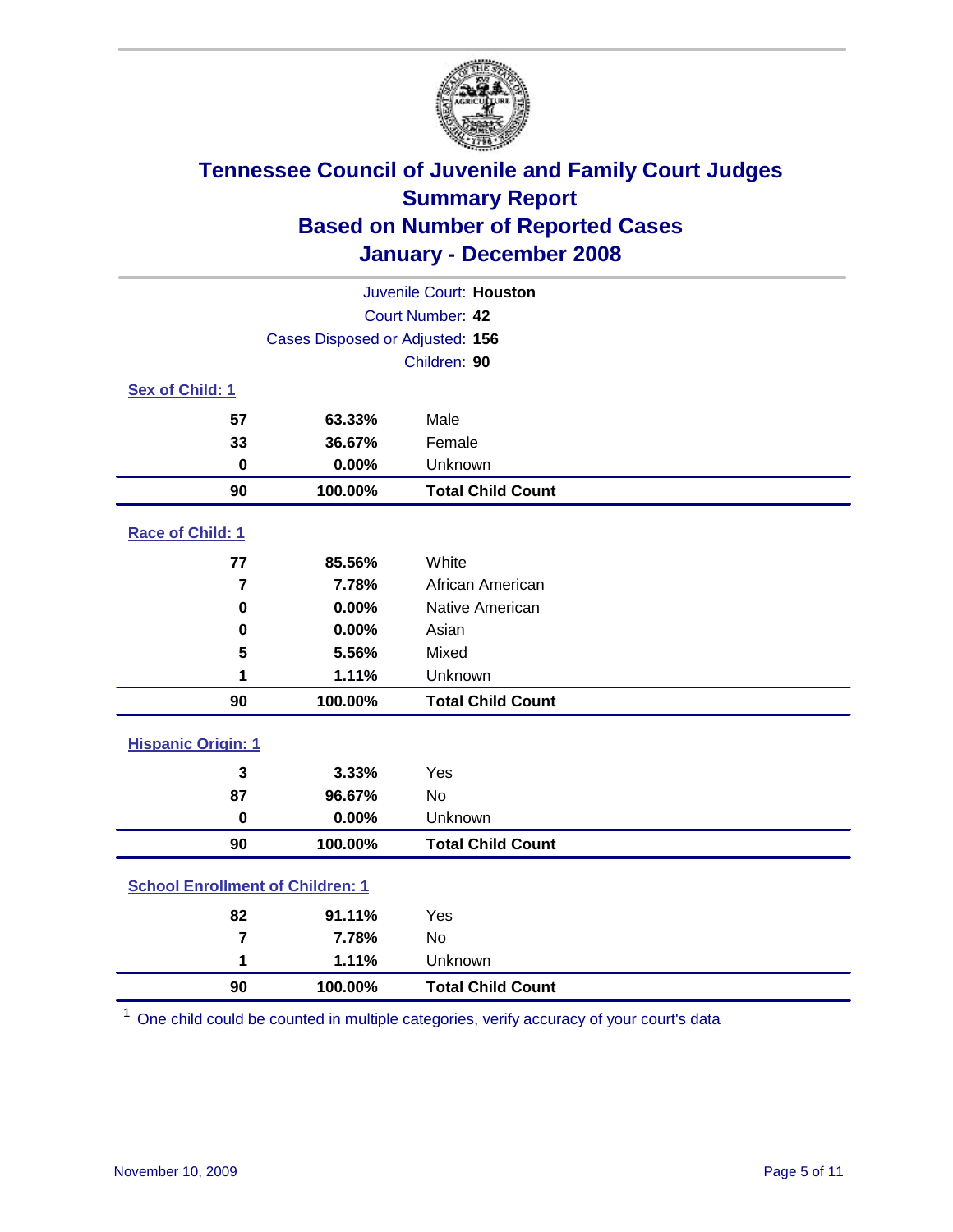# Tennessee Council of Juvenile and Family Court Judges
## Summary Report
## Based on Number of Reported Cases
## January - December 2008

Juvenile Court: **Houston**
Court Number: **42**
Cases Disposed or Adjusted: **156**
Children: **90**

### Sex of Child: 1

| | | |
|---|---|---|
| 57 | 63.33% | Male |
| 33 | 36.67% | Female |
| 0 | 0.00% | Unknown |
| **90** | **100.00%** | **Total Child Count** |

### Race of Child: 1

| | | |
|---|---|---|
| 77 | 85.56% | White |
| 7 | 7.78% | African American |
| 0 | 0.00% | Native American |
| 0 | 0.00% | Asian |
| 5 | 5.56% | Mixed |
| 1 | 1.11% | Unknown |
| **90** | **100.00%** | **Total Child Count** |

### Hispanic Origin: 1

| | | |
|---|---|---|
| 3 | 3.33% | Yes |
| 87 | 96.67% | No |
| 0 | 0.00% | Unknown |
| **90** | **100.00%** | **Total Child Count** |

### School Enrollment of Children: 1

| | | |
|---|---|---|
| 82 | 91.11% | Yes |
| 7 | 7.78% | No |
| 1 | 1.11% | Unknown |
| **90** | **100.00%** | **Total Child Count** |

[1] One child could be counted in multiple categories, verify accuracy of your court's data

November 10, 2009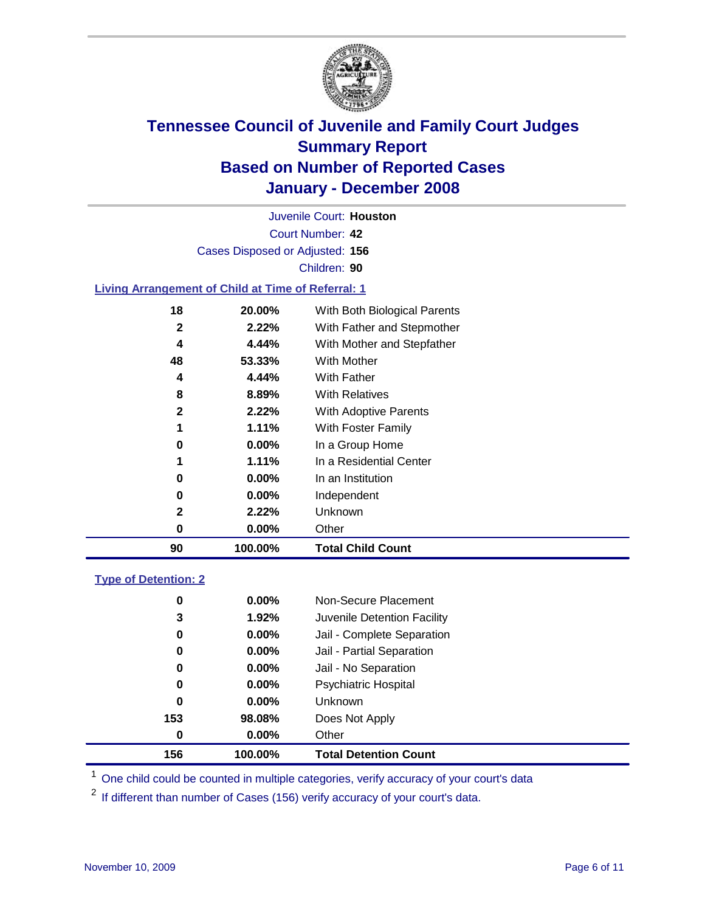# Tennessee Council of Juvenile and Family Court Judges
## Summary Report
## Based on Number of Reported Cases
## January - December 2008

Juvenile Court: **Houston**

Court Number: **42**

Cases Disposed or Adjusted: **156**

Children: **90**

### Living Arrangement of Child at Time of Referral: 1

| Count | Percent | Category |
|---|---|---|
| 18 | 20.00% | With Both Biological Parents |
| 2 | 2.22% | With Father and Stepmother |
| 4 | 4.44% | With Mother and Stepfather |
| 48 | 53.33% | With Mother |
| 4 | 4.44% | With Father |
| 8 | 8.89% | With Relatives |
| 2 | 2.22% | With Adoptive Parents |
| 1 | 1.11% | With Foster Family |
| 0 | 0.00% | In a Group Home |
| 1 | 1.11% | In a Residential Center |
| 0 | 0.00% | In an Institution |
| 0 | 0.00% | Independent |
| 2 | 2.22% | Unknown |
| 0 | 0.00% | Other |
| **90** | **100.00%** | **Total Child Count** |

### Type of Detention: 2

| Count | Percent | Category |
|---|---|---|
| 0 | 0.00% | Non-Secure Placement |
| 3 | 1.92% | Juvenile Detention Facility |
| 0 | 0.00% | Jail - Complete Separation |
| 0 | 0.00% | Jail - Partial Separation |
| 0 | 0.00% | Jail - No Separation |
| 0 | 0.00% | Psychiatric Hospital |
| 0 | 0.00% | Unknown |
| 153 | 98.08% | Does Not Apply |
| 0 | 0.00% | Other |
| **156** | **100.00%** | **Total Detention Count** |

[1] One child could be counted in multiple categories, verify accuracy of your court's data

[2] If different than number of Cases (156) verify accuracy of your court's data.

November 10, 2009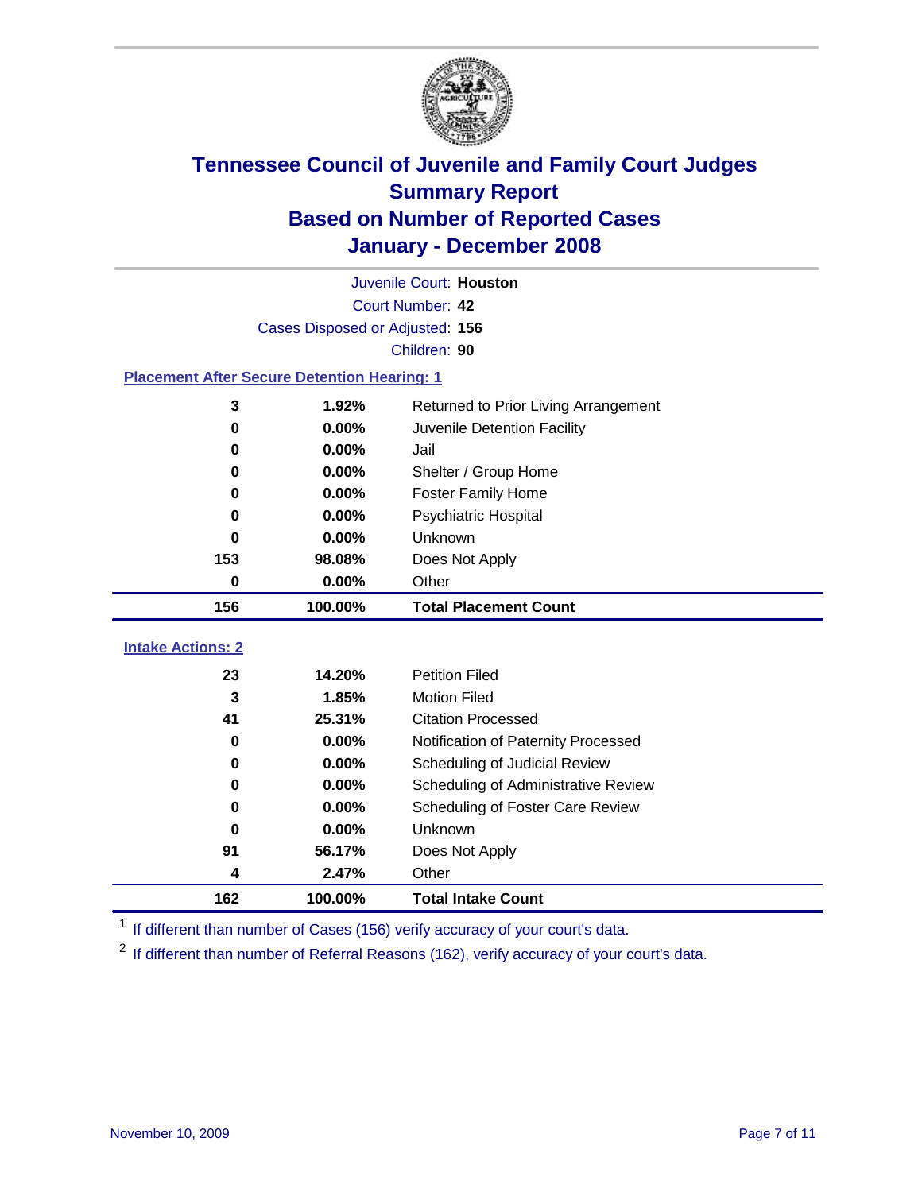# Tennessee Council of Juvenile and Family Court Judges
## Summary Report
## Based on Number of Reported Cases
## January - December 2008

Juvenile Court: **Houston**

Court Number: **42**

Cases Disposed or Adjusted: **156**

Children: **90**

### Placement After Secure Detention Hearing: 1

| Count | Percent | Placement |
|---|---|---|
| 3 | 1.92% | Returned to Prior Living Arrangement |
| 0 | 0.00% | Juvenile Detention Facility |
| 0 | 0.00% | Jail |
| 0 | 0.00% | Shelter / Group Home |
| 0 | 0.00% | Foster Family Home |
| 0 | 0.00% | Psychiatric Hospital |
| 0 | 0.00% | Unknown |
| 153 | 98.08% | Does Not Apply |
| 0 | 0.00% | Other |
| **156** | **100.00%** | **Total Placement Count** |

### Intake Actions: 2

| Count | Percent | Intake Action |
|---|---|---|
| 23 | 14.20% | Petition Filed |
| 3 | 1.85% | Motion Filed |
| 41 | 25.31% | Citation Processed |
| 0 | 0.00% | Notification of Paternity Processed |
| 0 | 0.00% | Scheduling of Judicial Review |
| 0 | 0.00% | Scheduling of Administrative Review |
| 0 | 0.00% | Scheduling of Foster Care Review |
| 0 | 0.00% | Unknown |
| 91 | 56.17% | Does Not Apply |
| 4 | 2.47% | Other |
| **162** | **100.00%** | **Total Intake Count** |

[1] If different than number of Cases (156) verify accuracy of your court's data.

[2] If different than number of Referral Reasons (162), verify accuracy of your court's data.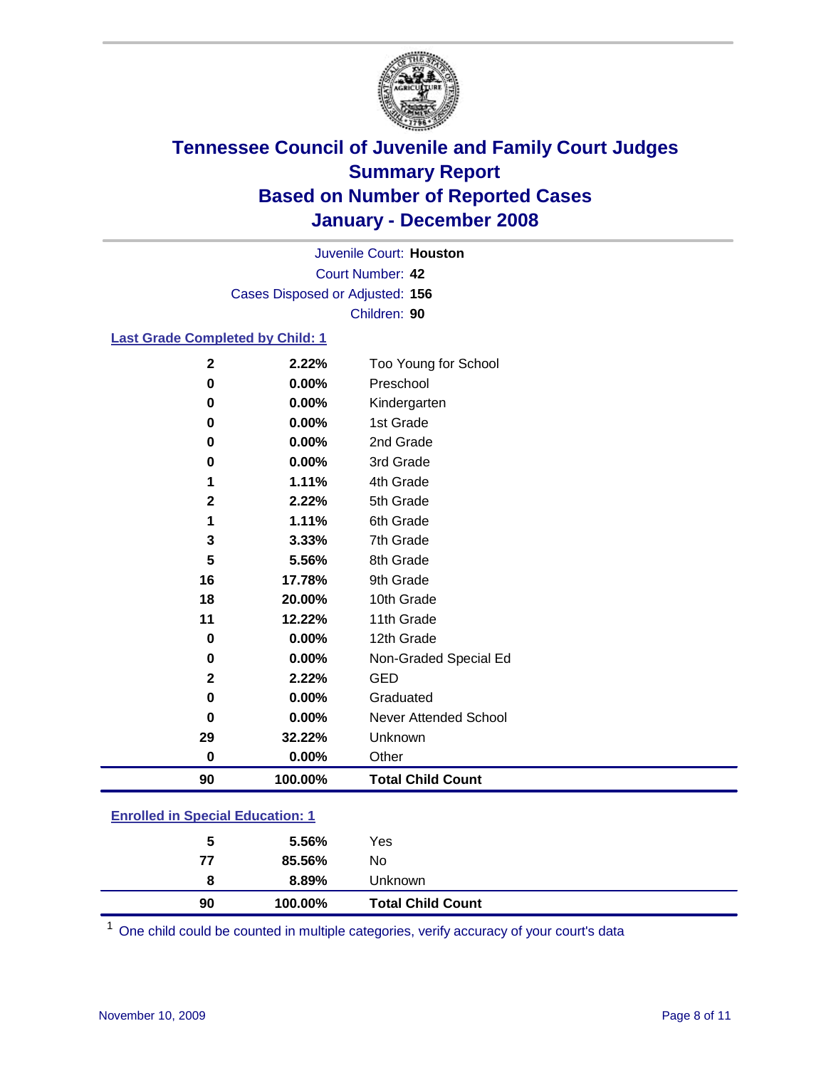# Tennessee Council of Juvenile and Family Court Judges
## Summary Report
## Based on Number of Reported Cases
## January - December 2008

Juvenile Court: **Houston**
Court Number: **42**
Cases Disposed or Adjusted: **156**
Children: **90**

### Last Grade Completed by Child: 1

| Count | Percent | Category |
|---|---|---|
| 2 | 2.22% | Too Young for School |
| 0 | 0.00% | Preschool |
| 0 | 0.00% | Kindergarten |
| 0 | 0.00% | 1st Grade |
| 0 | 0.00% | 2nd Grade |
| 0 | 0.00% | 3rd Grade |
| 1 | 1.11% | 4th Grade |
| 2 | 2.22% | 5th Grade |
| 1 | 1.11% | 6th Grade |
| 3 | 3.33% | 7th Grade |
| 5 | 5.56% | 8th Grade |
| 16 | 17.78% | 9th Grade |
| 18 | 20.00% | 10th Grade |
| 11 | 12.22% | 11th Grade |
| 0 | 0.00% | 12th Grade |
| 0 | 0.00% | Non-Graded Special Ed |
| 2 | 2.22% | GED |
| 0 | 0.00% | Graduated |
| 0 | 0.00% | Never Attended School |
| 29 | 32.22% | Unknown |
| 0 | 0.00% | Other |
| **90** | **100.00%** | **Total Child Count** |

### Enrolled in Special Education: 1

| Count | Percent | Category |
|---|---|---|
| 5 | 5.56% | Yes |
| 77 | 85.56% | No |
| 8 | 8.89% | Unknown |
| **90** | **100.00%** | **Total Child Count** |

[1] One child could be counted in multiple categories, verify accuracy of your court's data

November 10, 2009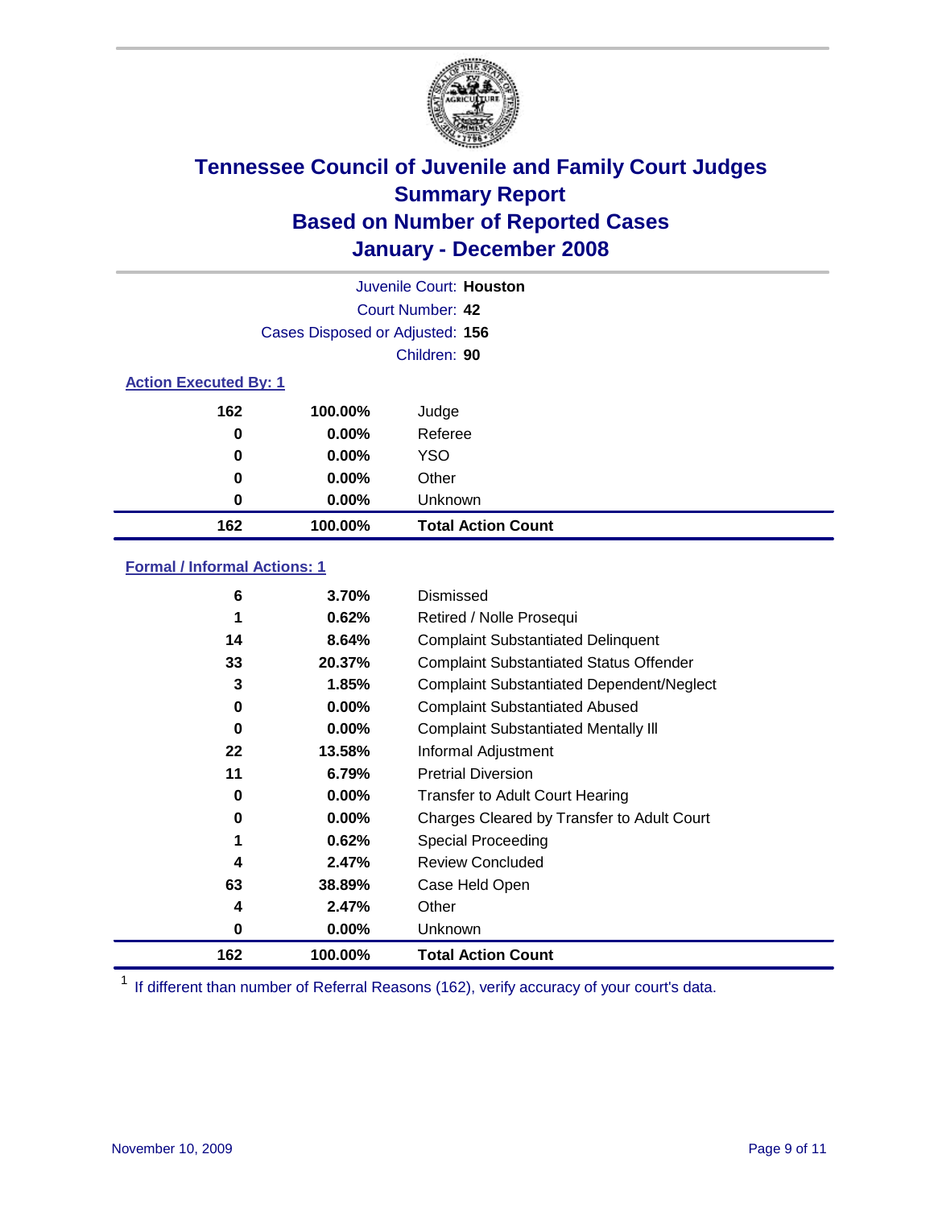# Tennessee Council of Juvenile and Family Court Judges
## Summary Report
## Based on Number of Reported Cases
## January - December 2008

Juvenile Court: **Houston**

Court Number: **42**

Cases Disposed or Adjusted: **156**

Children: **90**

### Action Executed By: 1

| Count | Percent | Category |
|---|---|---|
| 162 | 100.00% | Judge |
| 0 | 0.00% | Referee |
| 0 | 0.00% | YSO |
| 0 | 0.00% | Other |
| 0 | 0.00% | Unknown |
| **162** | **100.00%** | **Total Action Count** |

### Formal / Informal Actions: 1

| Count | Percent | Category |
|---|---|---|
| 6 | 3.70% | Dismissed |
| 1 | 0.62% | Retired / Nolle Prosequi |
| 14 | 8.64% | Complaint Substantiated Delinquent |
| 33 | 20.37% | Complaint Substantiated Status Offender |
| 3 | 1.85% | Complaint Substantiated Dependent/Neglect |
| 0 | 0.00% | Complaint Substantiated Abused |
| 0 | 0.00% | Complaint Substantiated Mentally Ill |
| 22 | 13.58% | Informal Adjustment |
| 11 | 6.79% | Pretrial Diversion |
| 0 | 0.00% | Transfer to Adult Court Hearing |
| 0 | 0.00% | Charges Cleared by Transfer to Adult Court |
| 1 | 0.62% | Special Proceeding |
| 4 | 2.47% | Review Concluded |
| 63 | 38.89% | Case Held Open |
| 4 | 2.47% | Other |
| 0 | 0.00% | Unknown |
| **162** | **100.00%** | **Total Action Count** |

[1] If different than number of Referral Reasons (162), verify accuracy of your court's data.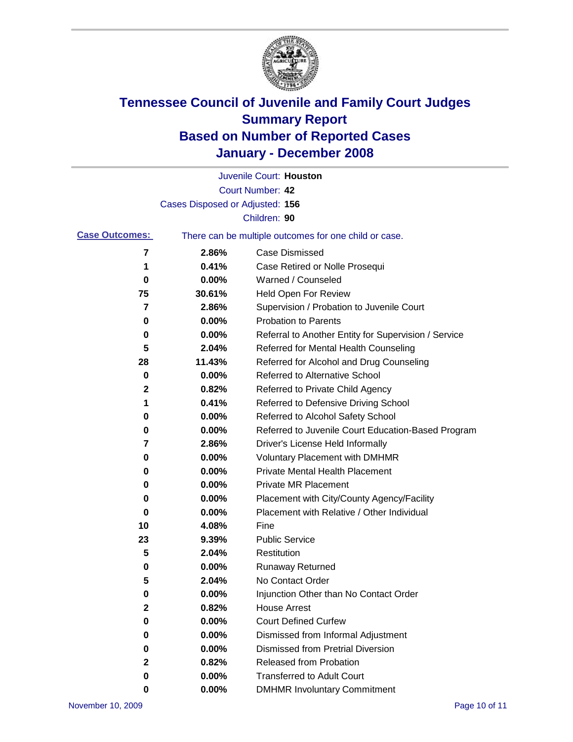# Tennessee Council of Juvenile and Family Court Judges
## Summary Report
## Based on Number of Reported Cases
## January - December 2008

Juvenile Court: **Houston**
Court Number: **42**
Cases Disposed or Adjusted: **156**
Children: **90**

**Case Outcomes:** There can be multiple outcomes for one child or case.

| | | |
|---|---|---|
| 7 | 2.86% | Case Dismissed |
| 1 | 0.41% | Case Retired or Nolle Prosequi |
| 0 | 0.00% | Warned / Counseled |
| 75 | 30.61% | Held Open For Review |
| 7 | 2.86% | Supervision / Probation to Juvenile Court |
| 0 | 0.00% | Probation to Parents |
| 0 | 0.00% | Referral to Another Entity for Supervision / Service |
| 5 | 2.04% | Referred for Mental Health Counseling |
| 28 | 11.43% | Referred for Alcohol and Drug Counseling |
| 0 | 0.00% | Referred to Alternative School |
| 2 | 0.82% | Referred to Private Child Agency |
| 1 | 0.41% | Referred to Defensive Driving School |
| 0 | 0.00% | Referred to Alcohol Safety School |
| 0 | 0.00% | Referred to Juvenile Court Education-Based Program |
| 7 | 2.86% | Driver's License Held Informally |
| 0 | 0.00% | Voluntary Placement with DMHMR |
| 0 | 0.00% | Private Mental Health Placement |
| 0 | 0.00% | Private MR Placement |
| 0 | 0.00% | Placement with City/County Agency/Facility |
| 0 | 0.00% | Placement with Relative / Other Individual |
| 10 | 4.08% | Fine |
| 23 | 9.39% | Public Service |
| 5 | 2.04% | Restitution |
| 0 | 0.00% | Runaway Returned |
| 5 | 2.04% | No Contact Order |
| 0 | 0.00% | Injunction Other than No Contact Order |
| 2 | 0.82% | House Arrest |
| 0 | 0.00% | Court Defined Curfew |
| 0 | 0.00% | Dismissed from Informal Adjustment |
| 0 | 0.00% | Dismissed from Pretrial Diversion |
| 2 | 0.82% | Released from Probation |
| 0 | 0.00% | Transferred to Adult Court |
| 0 | 0.00% | DMHMR Involuntary Commitment |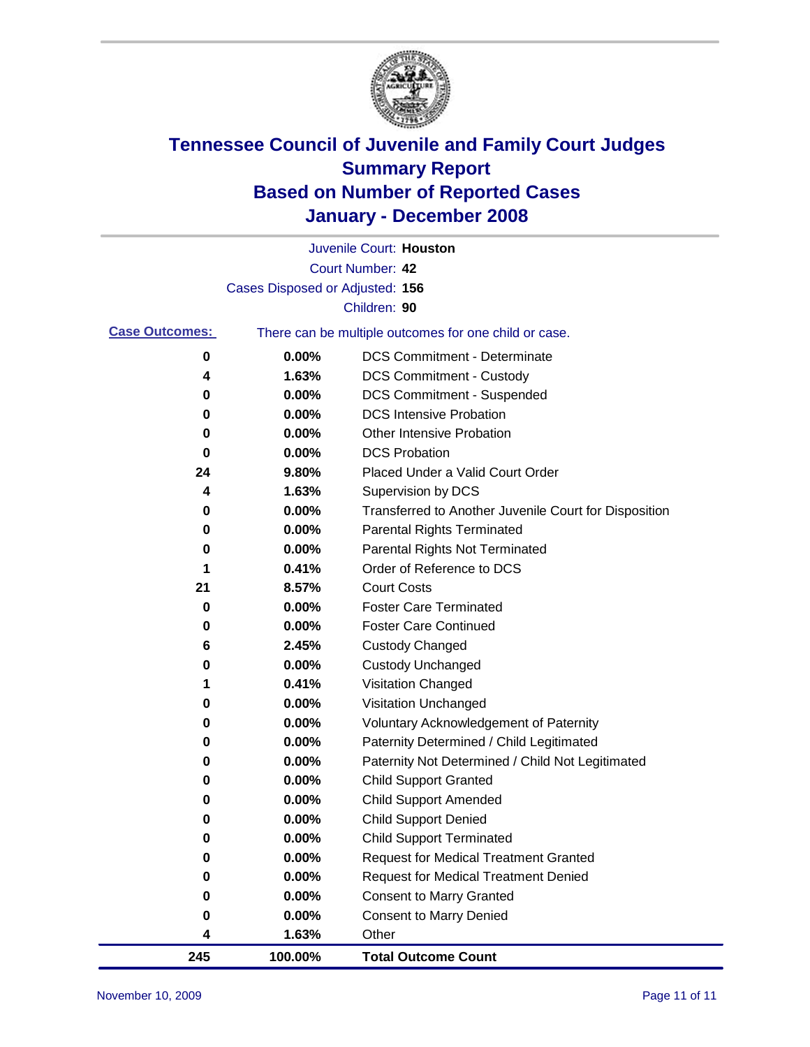# Tennessee Council of Juvenile and Family Court Judges
# Summary Report
# Based on Number of Reported Cases
# January - December 2008

Juvenile Court: **Houston**

Court Number: **42**

Cases Disposed or Adjusted: **156**

Children: **90**

**Case Outcomes:** There can be multiple outcomes for one child or case.

| | | |
|---|---|---|
| 0 | 0.00% | DCS Commitment - Determinate |
| 4 | 1.63% | DCS Commitment - Custody |
| 0 | 0.00% | DCS Commitment - Suspended |
| 0 | 0.00% | DCS Intensive Probation |
| 0 | 0.00% | Other Intensive Probation |
| 0 | 0.00% | DCS Probation |
| 24 | 9.80% | Placed Under a Valid Court Order |
| 4 | 1.63% | Supervision by DCS |
| 0 | 0.00% | Transferred to Another Juvenile Court for Disposition |
| 0 | 0.00% | Parental Rights Terminated |
| 0 | 0.00% | Parental Rights Not Terminated |
| 1 | 0.41% | Order of Reference to DCS |
| 21 | 8.57% | Court Costs |
| 0 | 0.00% | Foster Care Terminated |
| 0 | 0.00% | Foster Care Continued |
| 6 | 2.45% | Custody Changed |
| 0 | 0.00% | Custody Unchanged |
| 1 | 0.41% | Visitation Changed |
| 0 | 0.00% | Visitation Unchanged |
| 0 | 0.00% | Voluntary Acknowledgement of Paternity |
| 0 | 0.00% | Paternity Determined / Child Legitimated |
| 0 | 0.00% | Paternity Not Determined / Child Not Legitimated |
| 0 | 0.00% | Child Support Granted |
| 0 | 0.00% | Child Support Amended |
| 0 | 0.00% | Child Support Denied |
| 0 | 0.00% | Child Support Terminated |
| 0 | 0.00% | Request for Medical Treatment Granted |
| 0 | 0.00% | Request for Medical Treatment Denied |
| 0 | 0.00% | Consent to Marry Granted |
| 0 | 0.00% | Consent to Marry Denied |
| 4 | 1.63% | Other |
| **245** | **100.00%** | **Total Outcome Count** |